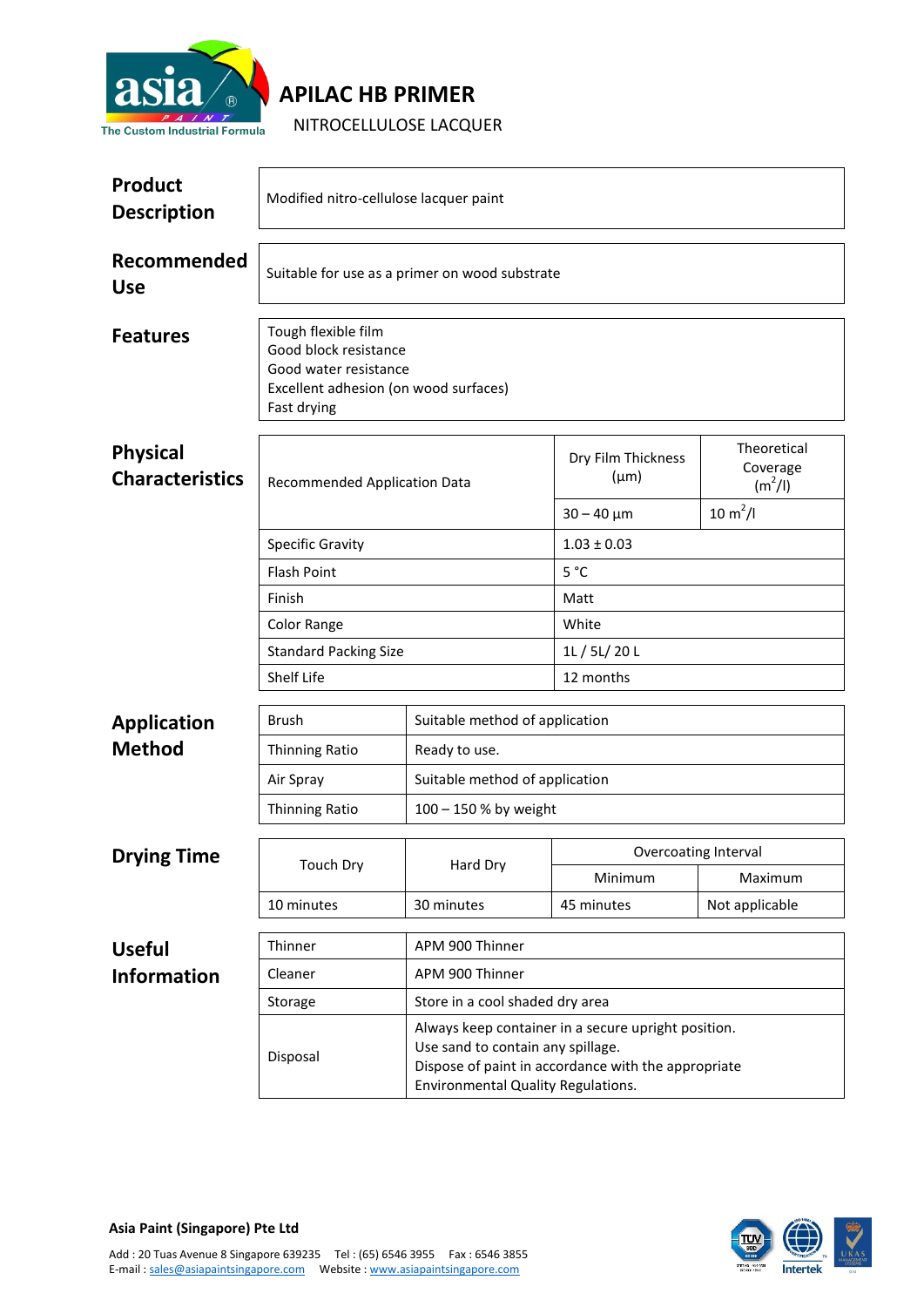# APILAC HB PRIMER

NITROCELLULOSE LACQUER

## Product Description

Modified nitro-cellulose lacquer paint

## Recommended Use

Suitable for use as a primer on wood substrate

## Features

Tough flexible film
Good block resistance
Good water resistance
Excellent adhesion (on wood surfaces)
Fast drying

## Physical Characteristics

| Recommended Application Data | Dry Film Thickness (µm) | Theoretical Coverage ($m^2/l$) |
|---|---|---|
| | 30 – 40 µm | 10 $m^2/l$ |
| Specific Gravity | 1.03 ± 0.03 | |
| Flash Point | 5 °C | |
| Finish | Matt | |
| Color Range | White | |
| Standard Packing Size | 1L / 5L/ 20 L | |
| Shelf Life | 12 months | |

## Application Method

| Brush | Suitable method of application |
|---|---|
| Thinning Ratio | Ready to use. |
| Air Spray | Suitable method of application |
| Thinning Ratio | 100 – 150 % by weight |

## Drying Time

| Touch Dry | Hard Dry | Overcoating Interval | |
|---|---|---|---|
| | | Minimum | Maximum |
| 10 minutes | 30 minutes | 45 minutes | Not applicable |

## Useful Information

| Thinner | APM 900 Thinner |
|---|---|
| Cleaner | APM 900 Thinner |
| Storage | Store in a cool shaded dry area |
| Disposal | Always keep container in a secure upright position.<br>Use sand to contain any spillage.<br>Dispose of paint in accordance with the appropriate Environmental Quality Regulations. |

**Asia Paint (Singapore) Pte Ltd**

Add : 20 Tuas Avenue 8 Singapore 639235 Tel : (65) 6546 3955 Fax : 6546 3855
E-mail : sales@asiapaintsingapore.com Website : www.asiapaintsingapore.com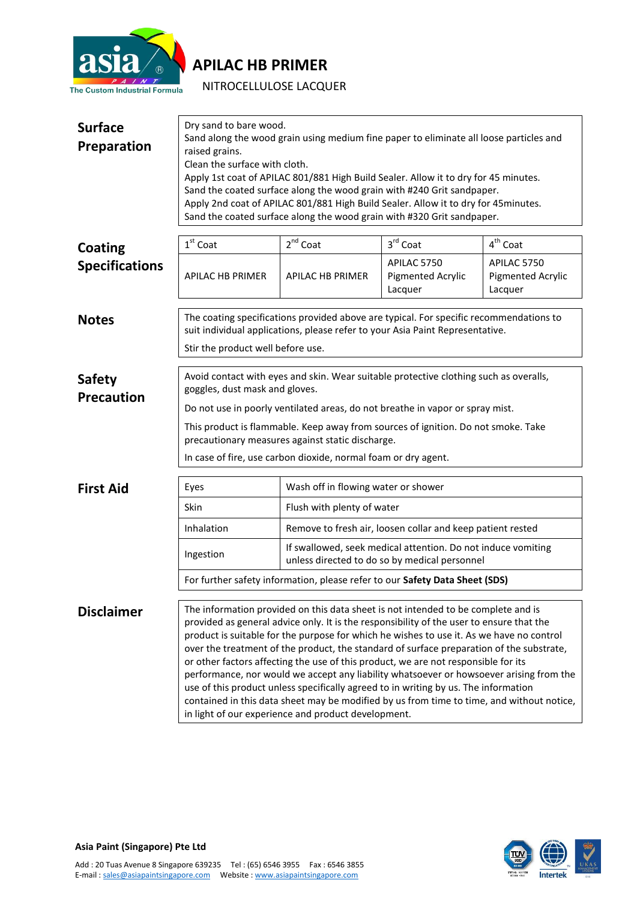# APILAC HB PRIMER

NITROCELLULOSE LACQUER

## Surface Preparation

Dry sand to bare wood.
Sand along the wood grain using medium fine paper to eliminate all loose particles and raised grains.
Clean the surface with cloth.
Apply 1st coat of APILAC 801/881 High Build Sealer. Allow it to dry for 45 minutes.
Sand the coated surface along the wood grain with #240 Grit sandpaper.
Apply 2nd coat of APILAC 801/881 High Build Sealer. Allow it to dry for 45minutes.
Sand the coated surface along the wood grain with #320 Grit sandpaper.

## Coating Specifications

| 1st Coat | 2nd Coat | 3rd Coat | 4th Coat |
|---|---|---|---|
| APILAC HB PRIMER | APILAC HB PRIMER | APILAC 5750 Pigmented Acrylic Lacquer | APILAC 5750 Pigmented Acrylic Lacquer |

## Notes

The coating specifications provided above are typical. For specific recommendations to suit individual applications, please refer to your Asia Paint Representative.

Stir the product well before use.

## Safety Precaution

Avoid contact with eyes and skin. Wear suitable protective clothing such as overalls, goggles, dust mask and gloves.

Do not use in poorly ventilated areas, do not breathe in vapor or spray mist.

This product is flammable. Keep away from sources of ignition. Do not smoke. Take precautionary measures against static discharge.

In case of fire, use carbon dioxide, normal foam or dry agent.

## First Aid

| | |
|---|---|
| Eyes | Wash off in flowing water or shower |
| Skin | Flush with plenty of water |
| Inhalation | Remove to fresh air, loosen collar and keep patient rested |
| Ingestion | If swallowed, seek medical attention. Do not induce vomiting unless directed to do so by medical personnel |

For further safety information, please refer to our **Safety Data Sheet (SDS)**

## Disclaimer

The information provided on this data sheet is not intended to be complete and is provided as general advice only. It is the responsibility of the user to ensure that the product is suitable for the purpose for which he wishes to use it. As we have no control over the treatment of the product, the standard of surface preparation of the substrate, or other factors affecting the use of this product, we are not responsible for its performance, nor would we accept any liability whatsoever or howsoever arising from the use of this product unless specifically agreed to in writing by us. The information contained in this data sheet may be modified by us from time to time, and without notice, in light of our experience and product development.

**Asia Paint (Singapore) Pte Ltd**

Add : 20 Tuas Avenue 8 Singapore 639235 Tel : (65) 6546 3955 Fax : 6546 3855
E-mail : sales@asiapaintsingapore.com Website : www.asiapaintsingapore.com